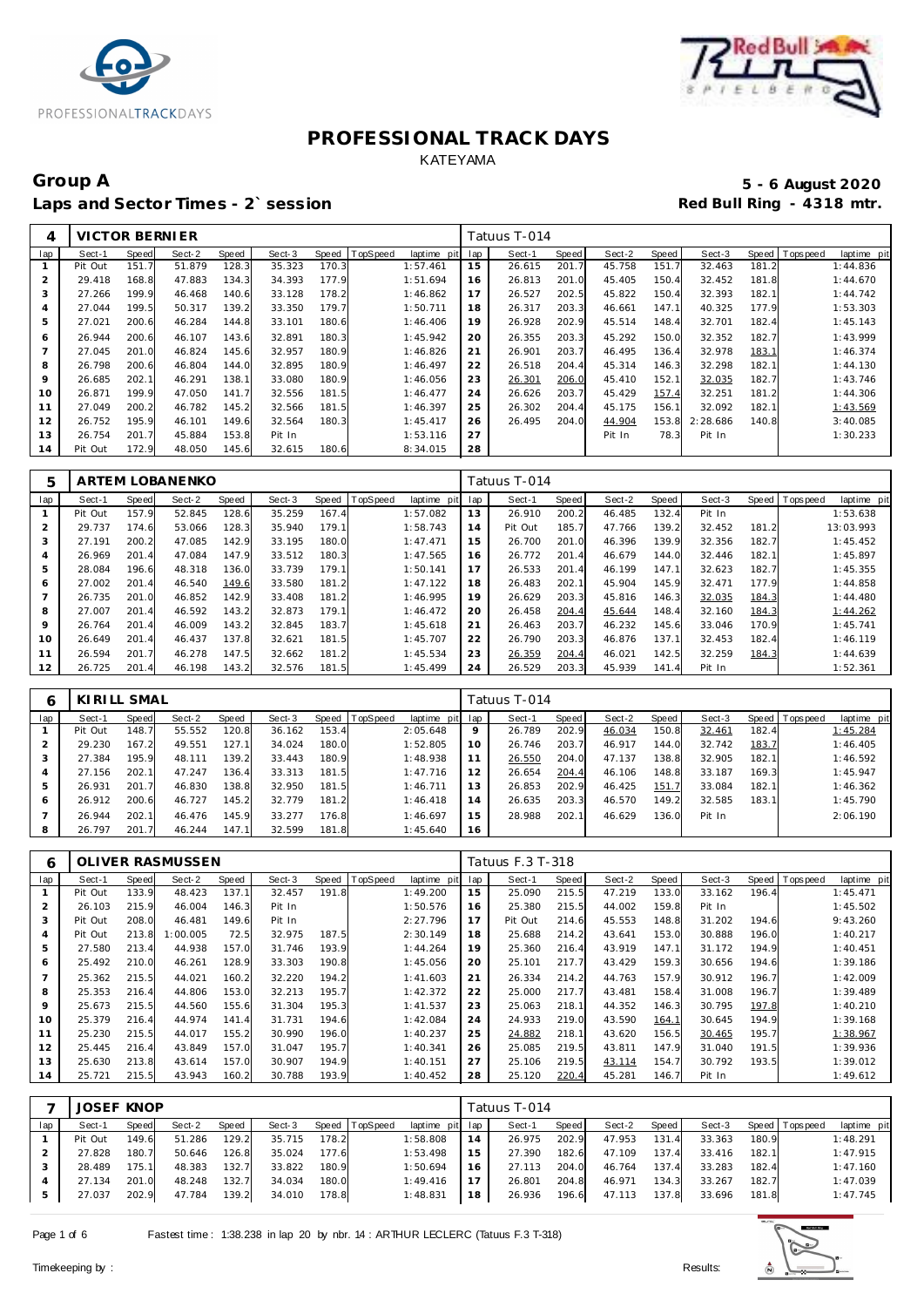# PROFESSIONAL TRACK DAYS

KATEYAMA

## Group A

**Laps and Sector Times - 2` session**

**5 - 6 August 2020**

**Red Bull Ring - 4318 mtr.**

| 4 | VICTOR BERNIER | | | | | | | | Tatuus T-014 | | | | | | | | |
|---|---|---|---|---|---|---|---|---|---|---|---|---|---|---|---|---|---|
| lap | Sect-1 | Speed | Sect-2 | Speed | Sect-3 | Speed | TopSpeed | laptime pit | lap | Sect-1 | Speed | Sect-2 | Speed | Sect-3 | Speed | Topspeed | laptime pit |
| 1 | Pit Out | 151.7 | 51.879 | 128.3 | 35.323 | 170.3 | | 1:57.461 | 15 | 26.615 | 201.7 | 45.758 | 151.7 | 32.463 | 181.2 | | 1:44.836 |
| 2 | 29.418 | 168.8 | 47.883 | 134.3 | 34.393 | 177.9 | | 1:51.694 | 16 | 26.813 | 201.0 | 45.405 | 150.4 | 32.452 | 181.8 | | 1:44.670 |
| 3 | 27.266 | 199.9 | 46.468 | 140.6 | 33.128 | 178.2 | | 1:46.862 | 17 | 26.527 | 202.5 | 45.822 | 150.4 | 32.393 | 182.1 | | 1:44.742 |
| 4 | 27.044 | 199.5 | 50.317 | 139.2 | 33.350 | 179.7 | | 1:50.711 | 18 | 26.317 | 203.3 | 46.661 | 147.1 | 40.325 | 177.9 | | 1:53.303 |
| 5 | 27.021 | 200.6 | 46.284 | 144.8 | 33.101 | 180.6 | | 1:46.406 | 19 | 26.928 | 202.9 | 45.514 | 148.4 | 32.701 | 182.4 | | 1:45.143 |
| 6 | 26.944 | 200.6 | 46.107 | 143.6 | 32.891 | 180.3 | | 1:45.942 | 20 | 26.355 | 203.3 | 45.292 | 150.0 | 32.352 | 182.7 | | 1:43.999 |
| 7 | 27.045 | 201.0 | 46.824 | 145.6 | 32.957 | 180.9 | | 1:46.826 | 21 | 26.901 | 203.7 | 46.495 | 136.4 | 32.978 | 183.1 | | 1:46.374 |
| 8 | 26.798 | 200.6 | 46.804 | 144.0 | 32.895 | 180.9 | | 1:46.497 | 22 | 26.518 | 204.4 | 45.314 | 146.3 | 32.298 | 182.1 | | 1:44.130 |
| 9 | 26.685 | 202.1 | 46.291 | 138.1 | 33.080 | 180.9 | | 1:46.056 | 23 | 26.301 | 206.0 | 45.410 | 152.1 | 32.035 | 182.7 | | 1:43.746 |
| 10 | 26.871 | 199.9 | 47.050 | 141.7 | 32.556 | 181.5 | | 1:46.477 | 24 | 26.626 | 203.7 | 45.429 | 157.4 | 32.251 | 181.2 | | 1:44.306 |
| 11 | 27.049 | 200.2 | 46.782 | 145.2 | 32.566 | 181.5 | | 1:46.397 | 25 | 26.302 | 204.4 | 45.175 | 156.1 | 32.092 | 182.1 | | 1:43.569 |
| 12 | 26.752 | 195.9 | 46.101 | 149.6 | 32.564 | 180.3 | | 1:45.417 | 26 | 26.495 | 204.0 | 44.904 | 153.8 | 2:28.686 | 140.8 | | 3:40.085 |
| 13 | 26.754 | 201.7 | 45.884 | 153.8 | Pit In | | | 1:53.116 | 27 | | | Pit In | 78.3 | Pit In | | | 1:30.233 |
| 14 | Pit Out | 172.9 | 48.050 | 145.6 | 32.615 | 180.6 | | 8:34.015 | 28 | | | | | | | | |

| 5 | ARTEM LOBANENKO | | | | | | | | Tatuus T-014 | | | | | | | | |
|---|---|---|---|---|---|---|---|---|---|---|---|---|---|---|---|---|---|
| lap | Sect-1 | Speed | Sect-2 | Speed | Sect-3 | Speed | TopSpeed | laptime pit | lap | Sect-1 | Speed | Sect-2 | Speed | Sect-3 | Speed | Topspeed | laptime pit |
| 1 | Pit Out | 157.9 | 52.845 | 128.6 | 35.259 | 167.4 | | 1:57.082 | 13 | 26.910 | 200.2 | 46.485 | 132.4 | Pit In | | | 1:53.638 |
| 2 | 29.737 | 174.6 | 53.066 | 128.3 | 35.940 | 179.1 | | 1:58.743 | 14 | Pit Out | 185.7 | 47.766 | 139.2 | 32.452 | 181.2 | | 13:03.993 |
| 3 | 27.191 | 200.2 | 47.085 | 142.9 | 33.195 | 180.0 | | 1:47.471 | 15 | 26.700 | 201.0 | 46.396 | 139.9 | 32.356 | 182.7 | | 1:45.452 |
| 4 | 26.969 | 201.4 | 47.084 | 147.9 | 33.512 | 180.3 | | 1:47.565 | 16 | 26.772 | 201.4 | 46.679 | 144.0 | 32.446 | 182.1 | | 1:45.897 |
| 5 | 28.084 | 196.6 | 48.318 | 136.0 | 33.739 | 179.1 | | 1:50.141 | 17 | 26.533 | 201.4 | 46.199 | 147.1 | 32.623 | 182.7 | | 1:45.355 |
| 6 | 27.002 | 201.4 | 46.540 | 149.6 | 33.580 | 181.2 | | 1:47.122 | 18 | 26.483 | 202.1 | 45.904 | 145.9 | 32.471 | 177.9 | | 1:44.858 |
| 7 | 26.735 | 201.0 | 46.852 | 142.9 | 33.408 | 181.2 | | 1:46.995 | 19 | 26.629 | 203.3 | 45.816 | 146.3 | 32.035 | 184.3 | | 1:44.480 |
| 8 | 27.007 | 201.4 | 46.592 | 143.2 | 32.873 | 179.1 | | 1:46.472 | 20 | 26.458 | 204.4 | 45.644 | 148.4 | 32.160 | 184.3 | | 1:44.262 |
| 9 | 26.764 | 201.4 | 46.009 | 143.2 | 32.845 | 183.7 | | 1:45.618 | 21 | 26.463 | 203.7 | 46.232 | 145.6 | 33.046 | 170.9 | | 1:45.741 |
| 10 | 26.649 | 201.4 | 46.437 | 137.8 | 32.621 | 181.5 | | 1:45.707 | 22 | 26.790 | 203.3 | 46.876 | 137.1 | 32.453 | 182.4 | | 1:46.119 |
| 11 | 26.594 | 201.7 | 46.278 | 147.5 | 32.662 | 181.2 | | 1:45.534 | 23 | 26.359 | 204.4 | 46.021 | 142.5 | 32.259 | 184.3 | | 1:44.639 |
| 12 | 26.725 | 201.4 | 46.198 | 143.2 | 32.576 | 181.5 | | 1:45.499 | 24 | 26.529 | 203.3 | 45.939 | 141.4 | Pit In | | | 1:52.361 |

| 6 | KIRILL SMAL | | | | | | | | Tatuus T-014 | | | | | | | | |
|---|---|---|---|---|---|---|---|---|---|---|---|---|---|---|---|---|---|
| lap | Sect-1 | Speed | Sect-2 | Speed | Sect-3 | Speed | TopSpeed | laptime pit | lap | Sect-1 | Speed | Sect-2 | Speed | Sect-3 | Speed | Topspeed | laptime pit |
| 1 | Pit Out | 148.7 | 55.552 | 120.8 | 36.162 | 153.4 | | 2:05.648 | 9 | 26.789 | 202.9 | 46.034 | 150.8 | 32.461 | 182.4 | | 1:45.284 |
| 2 | 29.230 | 167.2 | 49.551 | 127.1 | 34.024 | 180.0 | | 1:52.805 | 10 | 26.746 | 203.7 | 46.917 | 144.0 | 32.742 | 183.7 | | 1:46.405 |
| 3 | 27.384 | 195.9 | 48.111 | 139.2 | 33.443 | 180.9 | | 1:48.938 | 11 | 26.550 | 204.0 | 47.137 | 138.8 | 32.905 | 182.1 | | 1:46.592 |
| 4 | 27.156 | 202.1 | 47.247 | 136.4 | 33.313 | 181.5 | | 1:47.716 | 12 | 26.654 | 204.4 | 46.106 | 148.8 | 33.187 | 169.3 | | 1:45.947 |
| 5 | 26.931 | 201.7 | 46.830 | 138.8 | 32.950 | 181.5 | | 1:46.711 | 13 | 26.853 | 202.9 | 46.425 | 151.7 | 33.084 | 182.1 | | 1:46.362 |
| 6 | 26.912 | 200.6 | 46.727 | 145.2 | 32.779 | 181.2 | | 1:46.418 | 14 | 26.635 | 203.3 | 46.570 | 149.2 | 32.585 | 183.1 | | 1:45.790 |
| 7 | 26.944 | 202.1 | 46.476 | 145.9 | 33.277 | 176.8 | | 1:46.697 | 15 | 28.988 | 202.1 | 46.629 | 136.0 | Pit In | | | 2:06.190 |
| 8 | 26.797 | 201.7 | 46.244 | 147.1 | 32.599 | 181.8 | | 1:45.640 | 16 | | | | | | | | |

| 6 | OLIVER RASMUSSEN | | | | | | | | Tatuus F.3 T-318 | | | | | | | | |
|---|---|---|---|---|---|---|---|---|---|---|---|---|---|---|---|---|---|
| lap | Sect-1 | Speed | Sect-2 | Speed | Sect-3 | Speed | TopSpeed | laptime pit | lap | Sect-1 | Speed | Sect-2 | Speed | Sect-3 | Speed | Topspeed | laptime pit |
| 1 | Pit Out | 133.9 | 48.423 | 137.1 | 32.457 | 191.8 | | 1:49.200 | 15 | 25.090 | 215.5 | 47.219 | 133.0 | 33.162 | 196.4 | | 1:45.471 |
| 2 | 26.103 | 215.9 | 46.004 | 146.3 | Pit In | | | 1:50.576 | 16 | 25.380 | 215.5 | 44.002 | 159.8 | Pit In | | | 1:45.502 |
| 3 | Pit Out | 208.0 | 46.481 | 149.6 | Pit In | | | 2:27.796 | 17 | Pit Out | 214.6 | 45.553 | 148.8 | 31.202 | 194.6 | | 9:43.260 |
| 4 | Pit Out | 213.8 | 1:00.005 | 72.5 | 32.975 | 187.5 | | 2:30.149 | 18 | 25.688 | 214.2 | 43.641 | 153.0 | 30.888 | 196.0 | | 1:40.217 |
| 5 | 27.580 | 213.4 | 44.938 | 157.0 | 31.746 | 193.9 | | 1:44.264 | 19 | 25.360 | 216.4 | 43.919 | 147.1 | 31.172 | 194.9 | | 1:40.451 |
| 6 | 25.492 | 210.0 | 46.261 | 128.9 | 33.303 | 190.8 | | 1:45.056 | 20 | 25.101 | 217.7 | 43.429 | 159.3 | 30.656 | 194.6 | | 1:39.186 |
| 7 | 25.362 | 215.5 | 44.021 | 160.2 | 32.220 | 194.2 | | 1:41.603 | 21 | 26.334 | 214.2 | 44.763 | 157.9 | 30.912 | 196.7 | | 1:42.009 |
| 8 | 25.353 | 216.4 | 44.806 | 153.0 | 32.213 | 195.7 | | 1:42.372 | 22 | 25.000 | 217.7 | 43.481 | 158.4 | 31.008 | 196.7 | | 1:39.489 |
| 9 | 25.673 | 215.5 | 44.560 | 155.6 | 31.304 | 195.3 | | 1:41.537 | 23 | 25.063 | 218.1 | 44.352 | 146.3 | 30.795 | 197.8 | | 1:40.210 |
| 10 | 25.379 | 216.4 | 44.974 | 141.4 | 31.731 | 194.6 | | 1:42.084 | 24 | 24.933 | 219.0 | 43.590 | 164.1 | 30.645 | 194.9 | | 1:39.168 |
| 11 | 25.230 | 215.5 | 44.017 | 155.2 | 30.990 | 196.0 | | 1:40.237 | 25 | 24.882 | 218.1 | 43.620 | 156.5 | 30.465 | 195.7 | | 1:38.967 |
| 12 | 25.445 | 216.4 | 43.849 | 157.0 | 31.047 | 195.7 | | 1:40.341 | 26 | 25.085 | 219.5 | 43.811 | 147.9 | 31.040 | 191.5 | | 1:39.936 |
| 13 | 25.630 | 213.8 | 43.614 | 157.0 | 30.907 | 194.9 | | 1:40.151 | 27 | 25.106 | 219.5 | 43.114 | 154.7 | 30.792 | 193.5 | | 1:39.012 |
| 14 | 25.721 | 215.5 | 43.943 | 160.2 | 30.788 | 193.9 | | 1:40.452 | 28 | 25.120 | 220.4 | 45.281 | 146.7 | Pit In | | | 1:49.612 |

| 7 | JOSEF KNOP | | | | | | | | Tatuus T-014 | | | | | | | | |
|---|---|---|---|---|---|---|---|---|---|---|---|---|---|---|---|---|---|
| lap | Sect-1 | Speed | Sect-2 | Speed | Sect-3 | Speed | TopSpeed | laptime pit | lap | Sect-1 | Speed | Sect-2 | Speed | Sect-3 | Speed | Topspeed | laptime pit |
| 1 | Pit Out | 149.6 | 51.286 | 129.2 | 35.715 | 178.2 | | 1:58.808 | 14 | 26.975 | 202.9 | 47.953 | 131.4 | 33.363 | 180.9 | | 1:48.291 |
| 2 | 27.828 | 180.7 | 50.646 | 126.8 | 35.024 | 177.6 | | 1:53.498 | 15 | 27.390 | 182.6 | 47.109 | 137.4 | 33.416 | 182.1 | | 1:47.915 |
| 3 | 28.489 | 175.1 | 48.383 | 132.7 | 33.822 | 180.9 | | 1:50.694 | 16 | 27.113 | 204.0 | 46.764 | 137.4 | 33.283 | 182.4 | | 1:47.160 |
| 4 | 27.134 | 201.0 | 48.248 | 132.7 | 34.034 | 180.0 | | 1:49.416 | 17 | 26.801 | 204.8 | 46.971 | 134.3 | 33.267 | 182.7 | | 1:47.039 |
| 5 | 27.037 | 202.9 | 47.784 | 139.2 | 34.010 | 178.8 | | 1:48.831 | 18 | 26.936 | 196.6 | 47.113 | 137.8 | 33.696 | 181.8 | | 1:47.745 |

Fastest time : 1:38.238 in lap 20 by nbr. 14 : ARTHUR LECLERC (Tatuus F.3 T-318)

Timekeeping by :

Results: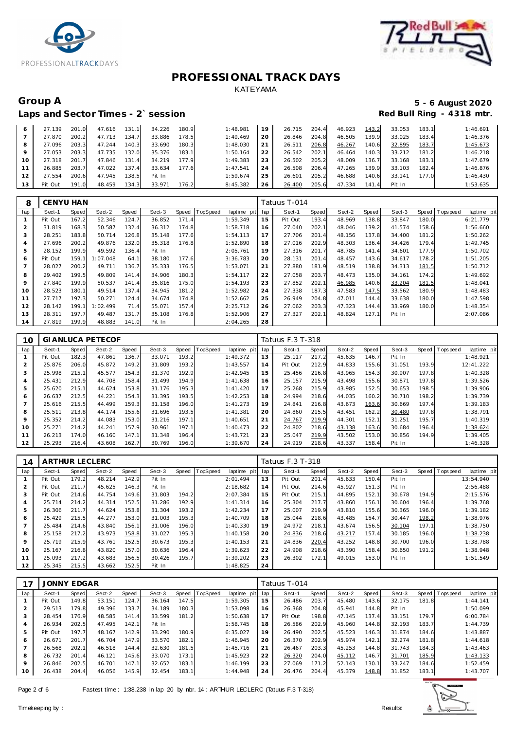# PROFESSIONAL TRACK DAYS

KATEYAMA

## Group A

**5 - 6 August 2020**

### Laps and Sector Times - 2` session

**Red Bull Ring - 4318 mtr.**

| lap | Sect-1 | Speed | Sect-2 | Speed | Sect-3 | Speed | TopSpeed | laptime pit | lap | Sect-1 | Speed | Sect-2 | Speed | Sect-3 | Speed | Topspeed | laptime pit |
|---|---|---|---|---|---|---|---|---|---|---|---|---|---|---|---|---|---|
| 6 | 27.139 | 201.0 | 47.616 | 131.1 | 34.226 | 180.9 | | 1:48.981 | 19 | 26.715 | 204.4 | 46.923 | 143.2 | 33.053 | 183.1 | | 1:46.691 |
| 7 | 27.870 | 200.2 | 47.713 | 134.7 | 33.886 | 178.5 | | 1:49.469 | 20 | 26.846 | 204.8 | 46.505 | 139.9 | 33.025 | 183.4 | | 1:46.376 |
| 8 | 27.096 | 203.3 | 47.244 | 140.3 | 33.690 | 180.3 | | 1:48.030 | 21 | 26.511 | 206.8 | 46.267 | 140.6 | 32.895 | 183.7 | | 1:45.673 |
| 9 | 27.053 | 203.3 | 47.735 | 132.0 | 35.376 | 183.1 | | 1:50.164 | 22 | 26.542 | 202.1 | 46.464 | 140.3 | 33.212 | 181.2 | | 1:46.218 |
| 10 | 27.318 | 201.7 | 47.846 | 131.4 | 34.219 | 177.9 | | 1:49.383 | 23 | 26.502 | 205.2 | 48.009 | 136.7 | 33.168 | 183.1 | | 1:47.679 |
| 11 | 26.885 | 203.7 | 47.022 | 137.4 | 33.634 | 177.6 | | 1:47.541 | 24 | 26.508 | 206.4 | 47.265 | 139.9 | 33.103 | 182.4 | | 1:46.876 |
| 12 | 27.554 | 200.6 | 47.945 | 138.5 | Pit In | | | 1:59.674 | 25 | 26.601 | 205.2 | 46.688 | 140.6 | 33.141 | 177.0 | | 1:46.430 |
| 13 | Pit Out | 191.0 | 48.459 | 134.3 | 33.971 | 176.2 | | 8:45.382 | 26 | 26.400 | 205.6 | 47.334 | 141.4 | Pit In | | | 1:53.635 |

### 8 CENYU HAN — Tatuus T-014

| lap | Sect-1 | Speed | Sect-2 | Speed | Sect-3 | Speed | TopSpeed | laptime pit | lap | Sect-1 | Speed | Sect-2 | Speed | Sect-3 | Speed | Topspeed | laptime pit |
|---|---|---|---|---|---|---|---|---|---|---|---|---|---|---|---|---|---|
| 1 | Pit Out | 167.2 | 52.346 | 124.7 | 36.852 | 171.4 | | 1:59.349 | 15 | Pit Out | 193.4 | 48.969 | 138.8 | 33.847 | 180.0 | | 6:21.779 |
| 2 | 31.819 | 168.3 | 50.587 | 132.4 | 36.312 | 174.8 | | 1:58.718 | 16 | 27.040 | 202.1 | 48.046 | 139.2 | 41.574 | 158.6 | | 1:56.660 |
| 3 | 28.251 | 183.8 | 50.714 | 126.8 | 35.148 | 177.6 | | 1:54.113 | 17 | 27.706 | 201.4 | 48.156 | 137.8 | 34.400 | 181.2 | | 1:50.262 |
| 4 | 27.696 | 200.2 | 49.876 | 132.0 | 35.318 | 176.8 | | 1:52.890 | 18 | 27.016 | 202.9 | 48.303 | 136.4 | 34.426 | 179.4 | | 1:49.745 |
| 5 | 28.152 | 199.9 | 49.592 | 136.4 | Pit In | | | 2:05.761 | 19 | 27.316 | 201.7 | 48.785 | 141.4 | 34.601 | 177.9 | | 1:50.702 |
| 6 | Pit Out | 159.1 | 1:07.048 | 64.1 | 38.180 | 177.6 | | 3:36.783 | 20 | 28.131 | 201.4 | 48.457 | 143.6 | 34.617 | 178.2 | | 1:51.205 |
| 7 | 28.027 | 200.2 | 49.711 | 136.7 | 35.333 | 176.5 | | 1:53.071 | 21 | 27.880 | 181.9 | 48.519 | 138.8 | 34.313 | 181.5 | | 1:50.712 |
| 8 | 29.402 | 199.5 | 49.809 | 141.4 | 34.906 | 180.3 | | 1:54.117 | 22 | 27.058 | 203.7 | 48.473 | 135.0 | 34.161 | 174.2 | | 1:49.692 |
| 9 | 27.840 | 199.9 | 50.537 | 141.4 | 35.816 | 175.0 | | 1:54.193 | 23 | 27.852 | 202.1 | 46.985 | 140.6 | 33.204 | 181.5 | | 1:48.041 |
| 10 | 28.523 | 180.1 | 49.514 | 137.4 | 34.945 | 181.2 | | 1:52.982 | 24 | 27.338 | 187.3 | 47.583 | 147.5 | 33.562 | 180.9 | | 1:48.483 |
| 11 | 27.717 | 197.3 | 50.271 | 124.4 | 34.674 | 174.8 | | 1:52.662 | 25 | 26.949 | 204.8 | 47.011 | 144.4 | 33.638 | 180.0 | | 1:47.598 |
| 12 | 28.142 | 199.1 | 1:02.499 | 71.4 | 55.071 | 157.4 | | 2:25.712 | 26 | 27.062 | 203.3 | 47.323 | 144.4 | 33.969 | 180.0 | | 1:48.354 |
| 13 | 28.311 | 197.7 | 49.487 | 131.7 | 35.108 | 176.8 | | 1:52.906 | 27 | 27.327 | 202.1 | 48.824 | 127.1 | Pit In | | | 2:07.086 |
| 14 | 27.819 | 199.9 | 48.883 | 141.0 | Pit In | | | 2:04.265 | 28 | | | | | | | | |

### 10 GIANLUCA PETECOF — Tatuus F.3 T-318

| lap | Sect-1 | Speed | Sect-2 | Speed | Sect-3 | Speed | TopSpeed | laptime pit | lap | Sect-1 | Speed | Sect-2 | Speed | Sect-3 | Speed | Topspeed | laptime pit |
|---|---|---|---|---|---|---|---|---|---|---|---|---|---|---|---|---|---|
| 1 | Pit Out | 182.3 | 47.861 | 136.7 | 33.071 | 193.2 | | 1:49.372 | 13 | 25.117 | 217.2 | 45.635 | 146.7 | Pit In | | | 1:48.921 |
| 2 | 25.876 | 206.0 | 45.872 | 149.2 | 31.809 | 193.2 | | 1:43.557 | 14 | Pit Out | 212.9 | 44.833 | 155.6 | 31.051 | 193.9 | | 12:41.222 |
| 3 | 25.998 | 215.1 | 45.577 | 154.3 | 31.370 | 192.9 | | 1:42.945 | 15 | 25.456 | 216.8 | 43.965 | 154.3 | 30.907 | 197.8 | | 1:40.328 |
| 4 | 25.431 | 212.9 | 44.708 | 158.4 | 31.499 | 194.9 | | 1:41.638 | 16 | 25.157 | 215.9 | 43.498 | 155.6 | 30.871 | 197.8 | | 1:39.526 |
| 5 | 25.620 | 215.1 | 44.624 | 153.8 | 31.176 | 195.3 | | 1:41.420 | 17 | 25.268 | 215.9 | 43.985 | 152.5 | 30.653 | 198.5 | | 1:39.906 |
| 6 | 26.637 | 212.5 | 44.221 | 154.3 | 31.395 | 193.5 | | 1:42.253 | 18 | 24.994 | 218.6 | 44.035 | 160.2 | 30.710 | 198.2 | | 1:39.739 |
| 7 | 25.616 | 215.5 | 44.499 | 159.3 | 31.158 | 196.0 | | 1:41.273 | 19 | 24.841 | 216.8 | 43.673 | 163.6 | 30.669 | 197.4 | | 1:39.183 |
| 8 | 25.511 | 213.8 | 44.174 | 155.6 | 31.696 | 193.5 | | 1:41.381 | 20 | 24.860 | 215.5 | 43.451 | 162.2 | 30.480 | 197.8 | | 1:38.791 |
| 9 | 25.352 | 214.2 | 44.083 | 153.0 | 31.216 | 197.1 | | 1:40.651 | 21 | 24.767 | 219.9 | 44.301 | 152.1 | 31.251 | 195.7 | | 1:40.319 |
| 10 | 25.271 | 214.2 | 44.241 | 157.9 | 30.961 | 197.1 | | 1:40.473 | 22 | 24.802 | 218.6 | 43.138 | 163.6 | 30.684 | 196.4 | | 1:38.624 |
| 11 | 26.213 | 174.0 | 46.160 | 147.1 | 31.348 | 196.4 | | 1:43.721 | 23 | 25.047 | 219.9 | 43.502 | 153.0 | 30.856 | 194.9 | | 1:39.405 |
| 12 | 25.293 | 216.4 | 43.608 | 162.7 | 30.769 | 196.0 | | 1:39.670 | 24 | 24.919 | 218.6 | 43.337 | 158.4 | Pit In | | | 1:46.328 |

### 14 ARTHUR LECLERC — Tatuus F.3 T-318

| lap | Sect-1 | Speed | Sect-2 | Speed | Sect-3 | Speed | TopSpeed | laptime pit | lap | Sect-1 | Speed | Sect-2 | Speed | Sect-3 | Speed | Topspeed | laptime pit |
|---|---|---|---|---|---|---|---|---|---|---|---|---|---|---|---|---|---|
| 1 | Pit Out | 179.2 | 48.214 | 142.9 | Pit In | | | 2:01.494 | 13 | Pit Out | 201.4 | 45.633 | 150.4 | Pit In | | | 13:54.940 |
| 2 | Pit Out | 211.7 | 45.625 | 146.3 | Pit In | | | 2:18.682 | 14 | Pit Out | 214.6 | 45.927 | 151.3 | Pit In | | | 2:56.488 |
| 3 | Pit Out | 214.6 | 44.754 | 149.6 | 31.803 | 194.2 | | 2:07.384 | 15 | Pit Out | 215.1 | 44.895 | 152.1 | 30.678 | 194.9 | | 2:15.576 |
| 4 | 25.714 | 214.2 | 44.314 | 152.5 | 31.286 | 192.9 | | 1:41.314 | 16 | 25.304 | 217.7 | 43.860 | 156.1 | 30.604 | 196.4 | | 1:39.768 |
| 5 | 26.306 | 211.7 | 44.624 | 153.8 | 31.304 | 193.2 | | 1:42.234 | 17 | 25.007 | 219.9 | 43.810 | 155.6 | 30.365 | 196.0 | | 1:39.182 |
| 6 | 25.429 | 215.5 | 44.277 | 153.0 | 31.003 | 195.3 | | 1:40.709 | 18 | 25.044 | 218.6 | 43.485 | 154.7 | 30.447 | 198.2 | | 1:38.976 |
| 7 | 25.484 | 214.6 | 43.840 | 156.1 | 31.006 | 196.0 | | 1:40.330 | 19 | 24.972 | 218.1 | 43.674 | 156.5 | 30.104 | 197.1 | | 1:38.750 |
| 8 | 25.158 | 217.2 | 43.973 | 158.8 | 31.027 | 195.3 | | 1:40.158 | 20 | 24.836 | 218.6 | 43.217 | 157.4 | 30.185 | 196.0 | | 1:38.238 |
| 9 | 25.719 | 215.9 | 43.761 | 152.5 | 30.673 | 195.3 | | 1:40.153 | 21 | 24.836 | 220.4 | 43.252 | 148.8 | 30.700 | 196.0 | | 1:38.788 |
| 10 | 25.167 | 216.8 | 43.820 | 157.0 | 30.636 | 196.4 | | 1:39.623 | 22 | 24.908 | 218.6 | 43.390 | 158.4 | 30.650 | 191.2 | | 1:38.948 |
| 11 | 25.093 | 217.2 | 43.683 | 156.5 | 30.426 | 195.7 | | 1:39.202 | 23 | 26.302 | 172.1 | 49.015 | 153.0 | Pit In | | | 1:51.549 |
| 12 | 25.345 | 215.5 | 43.662 | 152.5 | Pit In | | | 1:48.825 | 24 | | | | | | | | |

### 17 JONNY EDGAR — Tatuus T-014

| lap | Sect-1 | Speed | Sect-2 | Speed | Sect-3 | Speed | TopSpeed | laptime pit | lap | Sect-1 | Speed | Sect-2 | Speed | Sect-3 | Speed | Topspeed | laptime pit |
|---|---|---|---|---|---|---|---|---|---|---|---|---|---|---|---|---|---|
| 1 | Pit Out | 149.8 | 53.151 | 124.7 | 36.164 | 147.5 | | 1:59.305 | 15 | 26.486 | 203.7 | 45.480 | 143.6 | 32.175 | 181.8 | | 1:44.141 |
| 2 | 29.513 | 179.8 | 49.396 | 133.7 | 34.189 | 180.3 | | 1:53.098 | 16 | 26.368 | 204.8 | 45.941 | 144.8 | Pit In | | | 1:50.099 |
| 3 | 28.454 | 176.9 | 48.585 | 141.4 | 33.599 | 181.2 | | 1:50.638 | 17 | Pit Out | 198.8 | 47.145 | 137.4 | 33.151 | 179.7 | | 6:00.784 |
| 4 | 26.934 | 202.5 | 47.495 | 142.1 | Pit In | | | 1:58.745 | 18 | 26.586 | 202.9 | 45.960 | 144.8 | 32.193 | 183.7 | | 1:44.739 |
| 5 | Pit Out | 197.7 | 48.167 | 142.9 | 33.290 | 180.9 | | 6:35.027 | 19 | 26.490 | 202.5 | 45.523 | 146.3 | 31.874 | 184.6 | | 1:43.887 |
| 6 | 26.671 | 201.7 | 46.704 | 147.9 | 33.570 | 182.1 | | 1:46.945 | 20 | 26.370 | 202.9 | 45.974 | 142.1 | 32.274 | 181.8 | | 1:44.618 |
| 7 | 26.568 | 202.1 | 46.518 | 144.4 | 32.630 | 181.5 | | 1:45.716 | 21 | 26.467 | 203.3 | 45.253 | 144.8 | 31.743 | 184.3 | | 1:43.463 |
| 8 | 26.732 | 201.4 | 46.121 | 145.6 | 33.070 | 173.1 | | 1:45.923 | 22 | 26.320 | 204.0 | 45.112 | 146.7 | 31.701 | 185.9 | | 1:43.133 |
| 9 | 26.846 | 202.5 | 46.701 | 147.1 | 32.652 | 183.1 | | 1:46.199 | 23 | 27.069 | 171.2 | 52.143 | 130.1 | 33.247 | 184.6 | | 1:52.459 |
| 10 | 26.438 | 204.4 | 46.056 | 145.9 | 32.454 | 183.1 | | 1:44.948 | 24 | 26.476 | 204.4 | 45.379 | 148.8 | 31.852 | 183.1 | | 1:43.707 |

Fastest time : 1:38.238 in lap 20 by nbr. 14 : ARTHUR LECLERC (Tatuus F.3 T-318)

Timekeeping by : Results: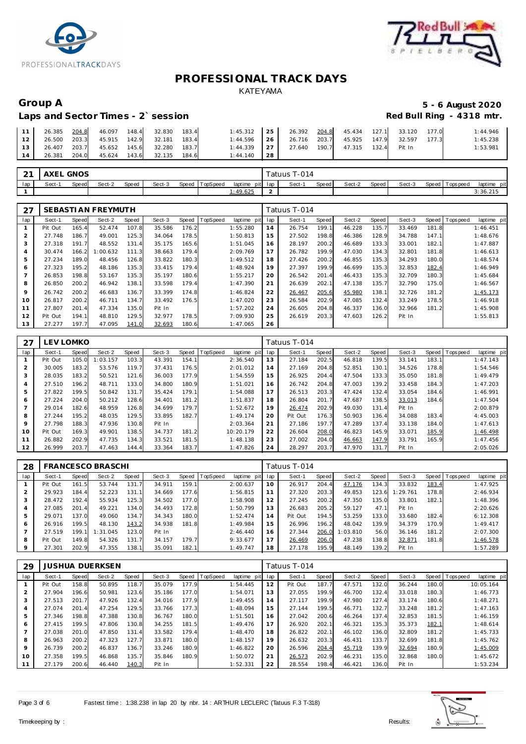# PROFESSIONAL TRACK DAYS

KATEYAMA

## Group A

**5 - 6 August 2020**

**Laps and Sector Times - 2` session**

**Red Bull Ring - 4318 mtr.**

| lap | Sect-1 | Speed | Sect-2 | Speed | Sect-3 | Speed | TopSpeed | laptime pit | lap | Sect-1 | Speed | Sect-2 | Speed | Sect-3 | Speed | Topspeed | laptime pit |
|---|---|---|---|---|---|---|---|---|---|---|---|---|---|---|---|---|---|
| 11 | 26.385 | 204.8 | 46.097 | 148.4 | 32.830 | 183.4 | | 1:45.312 | 25 | 26.392 | 204.8 | 45.434 | 127.1 | 33.120 | 177.0 | | 1:44.946 |
| 12 | 26.500 | 203.3 | 45.915 | 142.9 | 32.181 | 183.4 | | 1:44.596 | 26 | 26.716 | 203.7 | 45.925 | 147.9 | 32.597 | 177.3 | | 1:45.238 |
| 13 | 26.407 | 203.7 | 45.652 | 145.6 | 32.280 | 183.7 | | 1:44.339 | 27 | 27.640 | 190.7 | 47.315 | 132.4 | Pit In | | | 1:53.981 |
| 14 | 26.381 | 204.0 | 45.624 | 143.6 | 32.135 | 184.6 | | 1:44.140 | 28 | | | | | | | | |

**21 AXEL GNOS** — Tatuus T-014

| lap | Sect-1 | Speed | Sect-2 | Speed | Sect-3 | Speed | TopSpeed | laptime pit | lap | Sect-1 | Speed | Sect-2 | Speed | Sect-3 | Speed | Topspeed | laptime pit |
|---|---|---|---|---|---|---|---|---|---|---|---|---|---|---|---|---|---|
| 1 | | | | | | | | 1:49.625 | 2 | | | | | | | | 3:36.215 |

**27 SEBASTIAN FREYMUTH** — Tatuus T-014

| lap | Sect-1 | Speed | Sect-2 | Speed | Sect-3 | Speed | TopSpeed | laptime pit | lap | Sect-1 | Speed | Sect-2 | Speed | Sect-3 | Speed | Topspeed | laptime pit |
|---|---|---|---|---|---|---|---|---|---|---|---|---|---|---|---|---|---|
| 1 | Pit Out | 165.4 | 52.474 | 107.8 | 35.586 | 176.2 | | 1:55.280 | 14 | 26.754 | 199.1 | 46.228 | 135.7 | 33.469 | 181.8 | | 1:46.451 |
| 2 | 27.748 | 186.7 | 49.001 | 125.3 | 34.064 | 178.5 | | 1:50.813 | 15 | 27.502 | 198.8 | 46.386 | 128.9 | 34.788 | 147.1 | | 1:48.676 |
| 3 | 27.318 | 191.7 | 48.552 | 131.4 | 35.175 | 165.6 | | 1:51.045 | 16 | 28.197 | 200.2 | 46.689 | 133.3 | 33.001 | 182.1 | | 1:47.887 |
| 4 | 30.474 | 166.2 | 1:00.632 | 111.3 | 38.663 | 179.4 | | 2:09.769 | 17 | 26.782 | 199.9 | 47.030 | 134.3 | 32.801 | 181.8 | | 1:46.613 |
| 5 | 27.234 | 189.0 | 48.456 | 126.8 | 33.822 | 180.3 | | 1:49.512 | 18 | 27.426 | 200.2 | 46.855 | 135.3 | 34.293 | 180.0 | | 1:48.574 |
| 6 | 27.323 | 195.2 | 48.186 | 135.3 | 33.415 | 179.4 | | 1:48.924 | 19 | 27.397 | 199.9 | 46.699 | 135.3 | 32.853 | 182.4 | | 1:46.949 |
| 7 | 26.853 | 198.8 | 53.167 | 135.3 | 35.197 | 180.6 | | 1:55.217 | 20 | 26.542 | 201.4 | 46.433 | 135.3 | 32.709 | 180.3 | | 1:45.684 |
| 8 | 26.850 | 200.2 | 46.942 | 138.1 | 33.598 | 179.4 | | 1:47.390 | 21 | 26.639 | 202.1 | 47.138 | 135.7 | 32.790 | 175.0 | | 1:46.567 |
| 9 | 26.742 | 200.2 | 46.683 | 136.7 | 33.399 | 174.8 | | 1:46.824 | 22 | 26.467 | 205.6 | 45.980 | 138.1 | 32.726 | 181.2 | | 1:45.173 |
| 10 | 26.817 | 200.2 | 46.711 | 134.7 | 33.492 | 176.5 | | 1:47.020 | 23 | 26.584 | 202.9 | 47.085 | 132.4 | 33.249 | 178.5 | | 1:46.918 |
| 11 | 27.807 | 201.4 | 47.334 | 135.0 | Pit In | | | 1:57.202 | 24 | 26.605 | 204.8 | 46.337 | 136.0 | 32.966 | 181.2 | | 1:45.908 |
| 12 | Pit Out | 194.1 | 48.810 | 129.5 | 32.977 | 178.5 | | 7:09.930 | 25 | 26.619 | 203.3 | 47.603 | 126.2 | Pit In | | | 1:55.813 |
| 13 | 27.277 | 197.7 | 47.095 | 141.0 | 32.693 | 180.6 | | 1:47.065 | 26 | | | | | | | | |

**27 LEV LOMKO** — Tatuus T-014

| lap | Sect-1 | Speed | Sect-2 | Speed | Sect-3 | Speed | TopSpeed | laptime pit | lap | Sect-1 | Speed | Sect-2 | Speed | Sect-3 | Speed | Topspeed | laptime pit |
|---|---|---|---|---|---|---|---|---|---|---|---|---|---|---|---|---|---|
| 1 | Pit Out | 105.0 | 1:03.157 | 103.3 | 43.391 | 154.1 | | 2:36.540 | 13 | 27.184 | 202.5 | 46.818 | 139.5 | 33.141 | 183.1 | | 1:47.143 |
| 2 | 30.005 | 183.2 | 53.576 | 119.7 | 37.431 | 176.5 | | 2:01.012 | 14 | 27.169 | 204.8 | 52.851 | 130.1 | 34.526 | 178.8 | | 1:54.546 |
| 3 | 28.035 | 183.2 | 50.521 | 121.6 | 36.003 | 177.9 | | 1:54.559 | 15 | 26.925 | 204.4 | 47.504 | 133.3 | 35.050 | 181.8 | | 1:49.479 |
| 4 | 27.510 | 196.2 | 48.711 | 133.0 | 34.800 | 180.9 | | 1:51.021 | 16 | 26.742 | 204.8 | 47.003 | 139.2 | 33.458 | 184.3 | | 1:47.203 |
| 5 | 27.822 | 199.5 | 50.842 | 131.7 | 35.424 | 179.1 | | 1:54.088 | 17 | 26.513 | 203.3 | 47.424 | 132.4 | 33.054 | 184.6 | | 1:46.991 |
| 6 | 27.224 | 204.0 | 50.212 | 128.6 | 34.401 | 181.2 | | 1:51.837 | 18 | 26.804 | 201.7 | 47.687 | 138.5 | 33.013 | 184.6 | | 1:47.504 |
| 7 | 29.014 | 182.6 | 48.959 | 126.8 | 34.699 | 179.7 | | 1:52.672 | 19 | 26.474 | 202.9 | 49.030 | 131.4 | Pit In | | | 2:00.879 |
| 8 | 27.244 | 195.2 | 48.035 | 129.5 | 33.895 | 182.7 | | 1:49.174 | 20 | Pit Out | 176.3 | 50.903 | 136.4 | 34.088 | 183.4 | | 4:45.003 |
| 9 | 27.798 | 188.3 | 47.936 | 130.8 | Pit In | | | 2:03.364 | 21 | 27.186 | 197.7 | 47.289 | 137.4 | 33.138 | 184.0 | | 1:47.613 |
| 10 | Pit Out | 169.3 | 49.901 | 138.5 | 34.737 | 181.2 | | 10:20.179 | 22 | 26.604 | 208.0 | 46.823 | 145.9 | 33.071 | 185.9 | | 1:46.498 |
| 11 | 26.882 | 202.9 | 47.735 | 134.3 | 33.521 | 181.5 | | 1:48.138 | 23 | 27.002 | 204.0 | 46.663 | 147.9 | 33.791 | 165.9 | | 1:47.456 |
| 12 | 26.999 | 203.7 | 47.463 | 144.4 | 33.364 | 183.7 | | 1:47.826 | 24 | 28.297 | 203.7 | 47.970 | 131.7 | Pit In | | | 2:05.026 |

**28 FRANCESCO BRASCHI** — Tatuus T-014

| lap | Sect-1 | Speed | Sect-2 | Speed | Sect-3 | Speed | TopSpeed | laptime pit | lap | Sect-1 | Speed | Sect-2 | Speed | Sect-3 | Speed | Topspeed | laptime pit |
|---|---|---|---|---|---|---|---|---|---|---|---|---|---|---|---|---|---|
| 1 | Pit Out | 161.5 | 53.744 | 131.7 | 34.911 | 159.1 | | 2:00.637 | 10 | 26.917 | 204.4 | 47.176 | 134.3 | 33.832 | 183.4 | | 1:47.925 |
| 2 | 29.923 | 184.4 | 52.223 | 131.1 | 34.669 | 177.6 | | 1:56.815 | 11 | 27.320 | 203.3 | 49.853 | 123.6 | 1:29.761 | 178.8 | | 2:46.934 |
| 3 | 28.472 | 192.4 | 55.934 | 125.3 | 34.502 | 177.0 | | 1:58.908 | 12 | 27.245 | 200.2 | 47.350 | 135.0 | 33.801 | 182.1 | | 1:48.396 |
| 4 | 27.085 | 201.4 | 49.221 | 134.0 | 34.493 | 172.8 | | 1:50.799 | 13 | 26.683 | 205.2 | 59.127 | 47.1 | Pit In | | | 2:20.626 |
| 5 | 29.071 | 137.0 | 49.060 | 134.7 | 34.343 | 180.0 | | 1:52.474 | 14 | Pit Out | 194.5 | 53.259 | 133.0 | 33.680 | 182.4 | | 6:12.308 |
| 6 | 26.916 | 199.5 | 48.130 | 143.2 | 34.938 | 181.8 | | 1:49.984 | 15 | 26.996 | 196.2 | 48.042 | 139.9 | 34.379 | 170.9 | | 1:49.417 |
| 7 | 27.519 | 199.1 | 1:31.045 | 123.0 | Pit In | | | 2:46.440 | 16 | 27.344 | 206.0 | 1:03.810 | 56.0 | 36.146 | 181.2 | | 2:07.300 |
| 8 | Pit Out | 149.8 | 54.326 | 131.7 | 34.157 | 179.7 | | 9:33.677 | 17 | 26.469 | 206.0 | 47.238 | 138.8 | 32.871 | 181.8 | | 1:46.578 |
| 9 | 27.301 | 202.9 | 47.355 | 138.1 | 35.091 | 182.1 | | 1:49.747 | 18 | 27.178 | 195.9 | 48.149 | 139.2 | Pit In | | | 1:57.289 |

**29 JUSHUA DUERKSEN** — Tatuus T-014

| lap | Sect-1 | Speed | Sect-2 | Speed | Sect-3 | Speed | TopSpeed | laptime pit | lap | Sect-1 | Speed | Sect-2 | Speed | Sect-3 | Speed | Topspeed | laptime pit |
|---|---|---|---|---|---|---|---|---|---|---|---|---|---|---|---|---|---|
| 1 | Pit Out | 158.8 | 50.895 | 118.7 | 35.079 | 177.9 | | 1:54.445 | 12 | Pit Out | 187.7 | 47.571 | 132.0 | 36.244 | 180.0 | | 10:05.164 |
| 2 | 27.904 | 196.6 | 50.981 | 123.6 | 35.186 | 177.0 | | 1:54.071 | 13 | 27.055 | 199.9 | 46.700 | 132.4 | 33.018 | 180.3 | | 1:46.773 |
| 3 | 27.513 | 201.7 | 47.926 | 132.4 | 34.016 | 177.9 | | 1:49.455 | 14 | 27.117 | 199.9 | 47.980 | 127.4 | 33.174 | 180.6 | | 1:48.271 |
| 4 | 27.074 | 201.4 | 47.254 | 129.5 | 33.766 | 177.3 | | 1:48.094 | 15 | 27.144 | 199.5 | 46.771 | 132.7 | 33.248 | 181.2 | | 1:47.163 |
| 5 | 27.346 | 198.8 | 47.388 | 130.8 | 36.767 | 180.0 | | 1:51.501 | 16 | 27.042 | 200.6 | 46.264 | 137.4 | 32.853 | 181.5 | | 1:46.159 |
| 6 | 27.415 | 199.5 | 47.806 | 130.8 | 34.255 | 181.5 | | 1:49.476 | 17 | 26.920 | 202.1 | 46.321 | 135.3 | 35.373 | 182.1 | | 1:48.614 |
| 7 | 27.038 | 201.0 | 47.850 | 131.4 | 33.582 | 179.4 | | 1:48.470 | 18 | 26.822 | 202.1 | 46.102 | 136.0 | 32.809 | 181.2 | | 1:45.733 |
| 8 | 26.963 | 200.2 | 47.323 | 127.7 | 33.871 | 180.0 | | 1:48.157 | 19 | 26.632 | 203.3 | 46.431 | 133.7 | 32.699 | 181.8 | | 1:45.762 |
| 9 | 26.739 | 200.2 | 46.837 | 136.7 | 33.246 | 180.9 | | 1:46.822 | 20 | 26.596 | 204.4 | 45.719 | 139.9 | 32.694 | 180.9 | | 1:45.009 |
| 10 | 27.358 | 199.5 | 46.868 | 135.7 | 35.846 | 180.9 | | 1:50.072 | 21 | 26.573 | 202.9 | 46.231 | 135.0 | 32.868 | 180.0 | | 1:45.672 |
| 11 | 27.179 | 200.6 | 46.440 | 140.3 | Pit In | | | 1:52.331 | 22 | 28.554 | 198.4 | 46.421 | 136.0 | Pit In | | | 1:53.234 |

Fastest time : 1:38.238 in lap 20 by nbr. 14 : ARTHUR LECLERC (Tatuus F.3 T-318)

Timekeeping by : Results: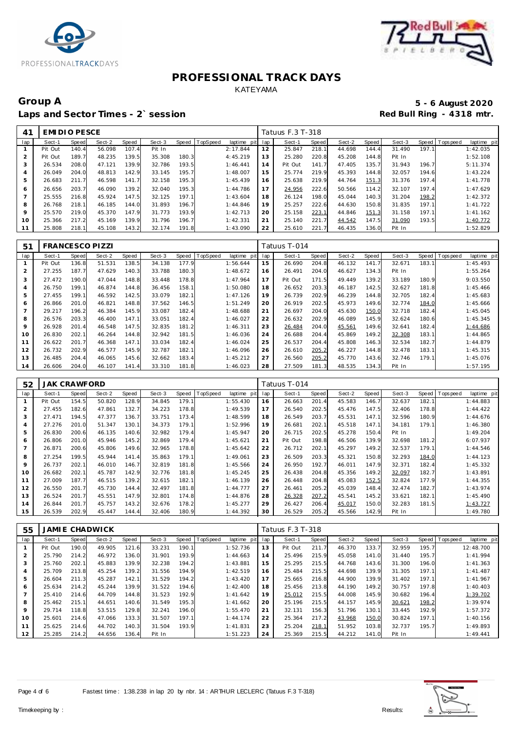# PROFESSIONAL TRACK DAYS

KATEYAMA

## Group A

**5 - 6 August 2020**

**Laps and Sector Times - 2` session**

**Red Bull Ring - 4318 mtr.**

| 41 | EMIDIO PESCE | | | | | | | | Tatuus F.3 T-318 | | | | | | | | | |
|---|---|---|---|---|---|---|---|---|---|---|---|---|---|---|---|---|---|---|
| lap | Sect-1 | Speed | Sect-2 | Speed | Sect-3 | Speed | TopSpeed | laptime pit | lap | Sect-1 | Speed | Sect-2 | Speed | Sect-3 | Speed | Topspeed | laptime pit |
| 1 | Pit Out | 140.4 | 56.098 | 107.4 | Pit In | | | 2:17.844 | 12 | 25.847 | 218.1 | 44.698 | 144.4 | 31.490 | 197.1 | | 1:42.035 |
| 2 | Pit Out | 189.7 | 48.235 | 139.5 | 35.308 | 180.3 | | 4:45.219 | 13 | 25.280 | 220.8 | 45.208 | 144.8 | Pit In | | | 1:52.108 |
| 3 | 26.534 | 208.0 | 47.121 | 139.9 | 32.786 | 193.5 | | 1:46.441 | 14 | Pit Out | 141.7 | 47.405 | 135.7 | 31.943 | 196.7 | | 5:11.374 |
| 4 | 26.049 | 204.0 | 48.813 | 142.9 | 33.145 | 195.7 | | 1:48.007 | 15 | 25.774 | 219.9 | 45.393 | 144.8 | 32.057 | 194.6 | | 1:43.224 |
| 5 | 26.683 | 211.7 | 46.598 | 141.7 | 32.158 | 195.3 | | 1:45.439 | 16 | 25.638 | 219.9 | 44.764 | 151.3 | 31.376 | 197.4 | | 1:41.778 |
| 6 | 26.656 | 203.7 | 46.090 | 139.2 | 32.040 | 195.3 | | 1:44.786 | 17 | 24.956 | 222.6 | 50.566 | 114.2 | 32.107 | 197.4 | | 1:47.629 |
| 7 | 25.555 | 216.8 | 45.924 | 147.5 | 32.125 | 197.1 | | 1:43.604 | 18 | 26.124 | 198.0 | 45.044 | 140.3 | 31.204 | 198.2 | | 1:42.372 |
| 8 | 26.768 | 218.1 | 46.185 | 144.0 | 31.893 | 196.7 | | 1:44.846 | 19 | 25.257 | 222.6 | 44.630 | 150.8 | 31.835 | 197.1 | | 1:41.722 |
| 9 | 25.570 | 219.0 | 45.370 | 147.9 | 31.773 | 193.9 | | 1:42.713 | 20 | 25.158 | 223.1 | 44.846 | 151.3 | 31.158 | 197.1 | | 1:41.162 |
| 10 | 25.366 | 217.2 | 45.169 | 139.9 | 31.796 | 196.7 | | 1:42.331 | 21 | 25.140 | 221.7 | 44.542 | 147.5 | 31.090 | 193.5 | | 1:40.772 |
| 11 | 25.808 | 218.1 | 45.108 | 143.2 | 32.174 | 191.8 | | 1:43.090 | 22 | 25.610 | 221.7 | 46.435 | 136.0 | Pit In | | | 1:52.829 |

| 51 | FRANCESCO PIZZI | | | | | | | | Tatuus T-014 | | | | | | | | | |
|---|---|---|---|---|---|---|---|---|---|---|---|---|---|---|---|---|---|---|
| lap | Sect-1 | Speed | Sect-2 | Speed | Sect-3 | Speed | TopSpeed | laptime pit | lap | Sect-1 | Speed | Sect-2 | Speed | Sect-3 | Speed | Topspeed | laptime pit |
| 1 | Pit Out | 136.8 | 51.531 | 138.5 | 34.138 | 177.9 | | 1:56.644 | 15 | 26.690 | 204.8 | 46.132 | 141.7 | 32.671 | 183.1 | | 1:45.493 |
| 2 | 27.255 | 187.7 | 47.629 | 140.3 | 33.788 | 180.3 | | 1:48.672 | 16 | 26.491 | 204.0 | 46.627 | 134.3 | Pit In | | | 1:55.264 |
| 3 | 27.472 | 190.0 | 47.044 | 148.8 | 33.448 | 178.8 | | 1:47.964 | 17 | Pit Out | 171.5 | 49.449 | 139.2 | 33.189 | 180.9 | | 9:03.550 |
| 4 | 26.750 | 199.1 | 46.874 | 144.8 | 36.456 | 158.1 | | 1:50.080 | 18 | 26.652 | 203.3 | 46.187 | 142.5 | 32.627 | 181.8 | | 1:45.466 |
| 5 | 27.455 | 199.1 | 46.592 | 142.5 | 33.079 | 182.1 | | 1:47.126 | 19 | 26.739 | 202.9 | 46.239 | 144.8 | 32.705 | 182.4 | | 1:45.683 |
| 6 | 26.866 | 201.0 | 46.821 | 148.8 | 37.562 | 146.5 | | 1:51.249 | 20 | 26.919 | 202.5 | 45.973 | 149.6 | 32.774 | 184.0 | | 1:45.666 |
| 7 | 29.217 | 196.2 | 46.384 | 145.9 | 33.087 | 182.4 | | 1:48.688 | 21 | 26.697 | 204.0 | 45.630 | 150.0 | 32.718 | 182.4 | | 1:45.045 |
| 8 | 26.576 | 203.3 | 46.400 | 147.1 | 33.051 | 182.4 | | 1:46.027 | 22 | 26.632 | 202.9 | 46.089 | 145.9 | 32.624 | 180.6 | | 1:45.345 |
| 9 | 26.928 | 201.4 | 46.548 | 147.5 | 32.835 | 181.2 | | 1:46.311 | 23 | 26.484 | 204.0 | 45.561 | 149.6 | 32.641 | 182.4 | | 1:44.686 |
| 10 | 26.830 | 202.1 | 46.264 | 144.8 | 32.942 | 181.5 | | 1:46.036 | 24 | 26.688 | 204.4 | 45.869 | 149.2 | 32.308 | 183.1 | | 1:44.865 |
| 11 | 26.622 | 201.7 | 46.368 | 147.1 | 33.034 | 182.4 | | 1:46.024 | 25 | 26.537 | 204.4 | 45.808 | 146.3 | 32.534 | 182.7 | | 1:44.879 |
| 12 | 26.732 | 202.9 | 46.577 | 145.9 | 32.787 | 182.1 | | 1:46.096 | 26 | 26.610 | 205.2 | 46.227 | 144.8 | 32.478 | 183.1 | | 1:45.315 |
| 13 | 26.485 | 204.4 | 46.065 | 145.6 | 32.662 | 183.4 | | 1:45.212 | 27 | 26.560 | 205.2 | 45.770 | 143.6 | 32.746 | 179.1 | | 1:45.076 |
| 14 | 26.606 | 204.0 | 46.107 | 141.4 | 33.310 | 181.8 | | 1:46.023 | 28 | 27.509 | 181.3 | 48.535 | 134.3 | Pit In | | | 1:57.195 |

| 52 | JAK CRAWFORD | | | | | | | | Tatuus T-014 | | | | | | | | | |
|---|---|---|---|---|---|---|---|---|---|---|---|---|---|---|---|---|---|---|
| lap | Sect-1 | Speed | Sect-2 | Speed | Sect-3 | Speed | TopSpeed | laptime pit | lap | Sect-1 | Speed | Sect-2 | Speed | Sect-3 | Speed | Topspeed | laptime pit |
| 1 | Pit Out | 154.5 | 50.820 | 128.9 | 34.845 | 179.1 | | 1:55.430 | 16 | 26.663 | 201.4 | 45.583 | 146.7 | 32.637 | 182.1 | | 1:44.883 |
| 2 | 27.455 | 182.6 | 47.861 | 132.7 | 34.223 | 178.8 | | 1:49.539 | 17 | 26.540 | 202.5 | 45.476 | 147.5 | 32.406 | 178.8 | | 1:44.422 |
| 3 | 27.471 | 194.5 | 47.377 | 136.7 | 33.751 | 173.4 | | 1:48.599 | 18 | 26.549 | 203.7 | 45.531 | 147.1 | 32.596 | 180.9 | | 1:44.676 |
| 4 | 27.276 | 201.0 | 51.347 | 130.1 | 34.373 | 179.1 | | 1:52.996 | 19 | 26.681 | 202.1 | 45.518 | 147.1 | 34.181 | 179.1 | | 1:46.380 |
| 5 | 26.830 | 200.6 | 46.135 | 140.6 | 32.982 | 179.4 | | 1:45.947 | 20 | 26.715 | 202.5 | 45.278 | 150.4 | Pit In | | | 1:49.204 |
| 6 | 26.806 | 201.0 | 45.946 | 145.2 | 32.869 | 179.4 | | 1:45.621 | 21 | Pit Out | 198.8 | 46.506 | 139.9 | 32.698 | 181.2 | | 6:07.937 |
| 7 | 26.871 | 200.6 | 45.806 | 149.6 | 32.965 | 178.8 | | 1:45.642 | 22 | 26.712 | 202.1 | 45.297 | 149.2 | 32.537 | 179.1 | | 1:44.546 |
| 8 | 27.254 | 199.5 | 45.944 | 141.4 | 35.863 | 179.1 | | 1:49.061 | 23 | 26.509 | 203.3 | 45.321 | 150.8 | 32.293 | 184.0 | | 1:44.123 |
| 9 | 26.737 | 202.1 | 46.010 | 146.7 | 32.819 | 181.8 | | 1:45.566 | 24 | 26.950 | 192.7 | 46.011 | 147.9 | 32.371 | 182.4 | | 1:45.332 |
| 10 | 26.682 | 202.1 | 45.787 | 142.9 | 32.776 | 181.8 | | 1:45.245 | 25 | 26.438 | 204.8 | 45.356 | 149.2 | 32.097 | 182.7 | | 1:43.891 |
| 11 | 27.009 | 187.7 | 46.515 | 139.2 | 32.615 | 182.1 | | 1:46.139 | 26 | 26.448 | 204.8 | 45.083 | 152.5 | 32.824 | 177.9 | | 1:44.355 |
| 12 | 26.550 | 201.7 | 45.730 | 144.4 | 32.497 | 181.8 | | 1:44.777 | 27 | 26.461 | 205.2 | 45.039 | 148.4 | 32.474 | 182.7 | | 1:43.974 |
| 13 | 26.524 | 201.7 | 45.551 | 147.9 | 32.801 | 174.8 | | 1:44.876 | 28 | 26.328 | 207.2 | 45.541 | 145.2 | 33.621 | 182.1 | | 1:45.490 |
| 14 | 26.844 | 201.7 | 45.757 | 143.2 | 32.676 | 178.2 | | 1:45.277 | 29 | 26.427 | 206.4 | 45.017 | 150.0 | 32.283 | 181.5 | | 1:43.727 |
| 15 | 26.539 | 202.9 | 45.447 | 144.4 | 32.406 | 180.9 | | 1:44.392 | 30 | 26.529 | 205.2 | 45.566 | 142.9 | Pit In | | | 1:49.780 |

| 55 | JAMIE CHADWICK | | | | | | | | Tatuus F.3 T-318 | | | | | | | | | |
|---|---|---|---|---|---|---|---|---|---|---|---|---|---|---|---|---|---|---|
| lap | Sect-1 | Speed | Sect-2 | Speed | Sect-3 | Speed | TopSpeed | laptime pit | lap | Sect-1 | Speed | Sect-2 | Speed | Sect-3 | Speed | Topspeed | laptime pit |
| 1 | Pit Out | 190.0 | 49.905 | 121.6 | 33.231 | 190.1 | | 1:52.736 | 13 | Pit Out | 211.7 | 46.370 | 133.7 | 32.959 | 195.7 | | 12:48.700 |
| 2 | 25.790 | 214.2 | 46.972 | 136.0 | 31.901 | 193.9 | | 1:44.663 | 14 | 25.496 | 215.9 | 45.058 | 141.0 | 31.440 | 195.7 | | 1:41.994 |
| 3 | 25.760 | 202.1 | 45.883 | 139.9 | 32.238 | 194.2 | | 1:43.881 | 15 | 25.295 | 215.5 | 44.768 | 143.6 | 31.300 | 196.0 | | 1:41.363 |
| 4 | 25.709 | 213.8 | 45.254 | 139.2 | 31.556 | 194.9 | | 1:42.519 | 16 | 25.484 | 215.5 | 44.698 | 139.9 | 31.305 | 197.1 | | 1:41.487 |
| 5 | 26.604 | 211.3 | 45.287 | 142.1 | 31.529 | 194.2 | | 1:43.420 | 17 | 25.665 | 216.8 | 44.900 | 139.9 | 31.402 | 197.1 | | 1:41.967 |
| 6 | 25.634 | 214.2 | 45.244 | 139.9 | 31.522 | 194.6 | | 1:42.400 | 18 | 25.456 | 213.8 | 44.190 | 149.2 | 30.757 | 197.8 | | 1:40.403 |
| 7 | 25.410 | 214.6 | 44.709 | 144.8 | 31.523 | 192.9 | | 1:41.642 | 19 | 25.012 | 215.5 | 44.008 | 145.9 | 30.682 | 196.4 | | 1:39.702 |
| 8 | 25.462 | 215.1 | 44.651 | 140.6 | 31.549 | 195.3 | | 1:41.662 | 20 | 25.196 | 215.5 | 44.157 | 145.9 | 30.621 | 198.2 | | 1:39.974 |
| 9 | 29.714 | 118.8 | 53.515 | 129.8 | 32.241 | 196.0 | | 1:55.470 | 21 | 32.131 | 156.3 | 51.796 | 130.1 | 33.445 | 192.9 | | 1:57.372 |
| 10 | 25.601 | 214.6 | 47.066 | 133.3 | 31.507 | 197.1 | | 1:44.174 | 22 | 25.364 | 217.2 | 43.968 | 150.0 | 30.824 | 197.1 | | 1:40.156 |
| 11 | 25.625 | 214.6 | 44.702 | 140.3 | 31.504 | 193.9 | | 1:41.831 | 23 | 25.204 | 218.1 | 51.952 | 103.8 | 32.737 | 195.7 | | 1:49.893 |
| 12 | 25.285 | 214.2 | 44.656 | 136.4 | Pit In | | | 1:51.223 | 24 | 25.369 | 215.5 | 44.212 | 141.0 | Pit In | | | 1:49.441 |

Fastest time : 1:38.238 in lap 20 by nbr. 14 : ARTHUR LECLERC (Tatuus F.3 T-318)

Timekeeping by : Results: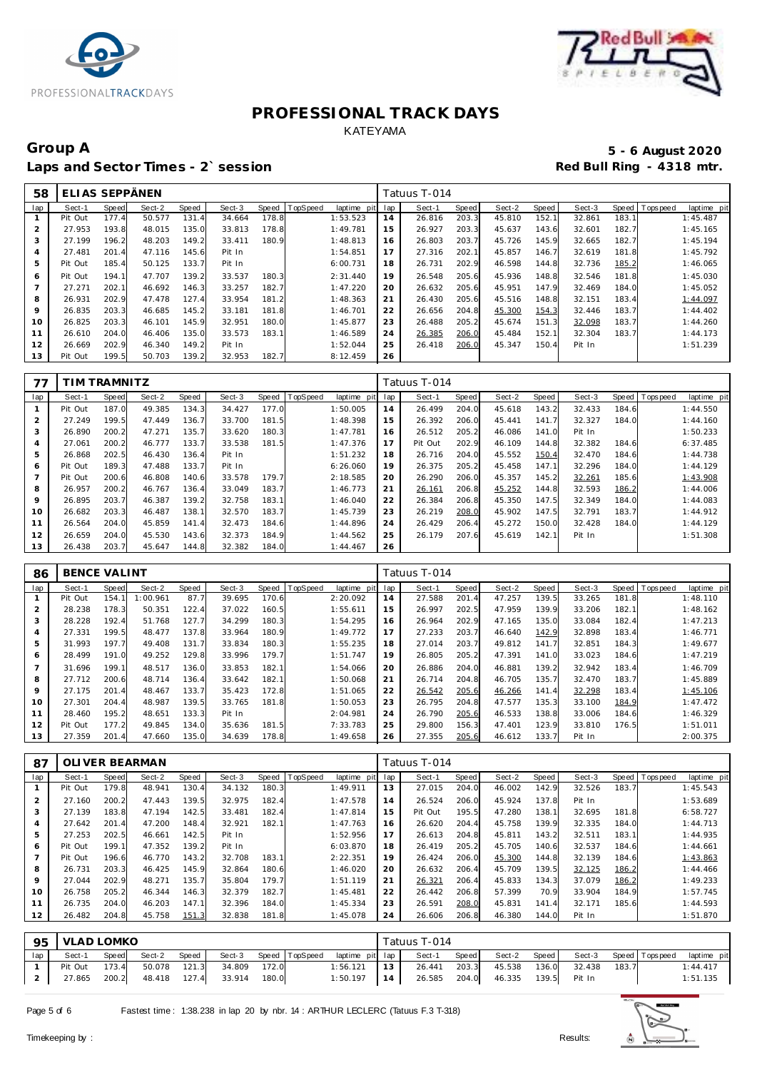# PROFESSIONAL TRACK DAYS

KATEYAMA

**Group A** **5 - 6 August 2020**

**Laps and Sector Times - 2` session** **Red Bull Ring - 4318 mtr.**

| 58 | ELIAS SEPPÄNEN | | | | | | | | Tatuus T-014 | | | | | | | | |
|---|---|---|---|---|---|---|---|---|---|---|---|---|---|---|---|---|---|
| lap | Sect-1 | Speed | Sect-2 | Speed | Sect-3 | Speed | TopSpeed | laptime pit | lap | Sect-1 | Speed | Sect-2 | Speed | Sect-3 | Speed | Topspeed | laptime pit |
| 1 | Pit Out | 177.4 | 50.577 | 131.4 | 34.664 | 178.8 | | 1:53.523 | 14 | 26.816 | 203.3 | 45.810 | 152.1 | 32.861 | 183.1 | | 1:45.487 |
| 2 | 27.953 | 193.8 | 48.015 | 135.0 | 33.813 | 178.8 | | 1:49.781 | 15 | 26.927 | 203.3 | 45.637 | 143.6 | 32.601 | 182.7 | | 1:45.165 |
| 3 | 27.199 | 196.2 | 48.203 | 149.2 | 33.411 | 180.9 | | 1:48.813 | 16 | 26.803 | 203.7 | 45.726 | 145.9 | 32.665 | 182.7 | | 1:45.194 |
| 4 | 27.481 | 201.4 | 47.116 | 145.6 | Pit In | | | 1:54.851 | 17 | 27.316 | 202.1 | 45.857 | 146.7 | 32.619 | 181.8 | | 1:45.792 |
| 5 | Pit Out | 185.4 | 50.125 | 133.7 | Pit In | | | 6:00.731 | 18 | 26.731 | 202.9 | 46.598 | 144.8 | 32.736 | 185.2 | | 1:46.065 |
| 6 | Pit Out | 194.1 | 47.707 | 139.2 | 33.537 | 180.3 | | 2:31.440 | 19 | 26.548 | 205.6 | 45.936 | 148.8 | 32.546 | 181.8 | | 1:45.030 |
| 7 | 27.271 | 202.1 | 46.692 | 146.3 | 33.257 | 182.7 | | 1:47.220 | 20 | 26.632 | 205.6 | 45.951 | 147.9 | 32.469 | 184.0 | | 1:45.052 |
| 8 | 26.931 | 202.9 | 47.478 | 127.4 | 33.954 | 181.2 | | 1:48.363 | 21 | 26.430 | 205.6 | 45.516 | 148.8 | 32.151 | 183.4 | | 1:44.097 |
| 9 | 26.835 | 203.3 | 46.685 | 145.2 | 33.181 | 181.8 | | 1:46.701 | 22 | 26.656 | 204.8 | 45.300 | 154.3 | 32.446 | 183.7 | | 1:44.402 |
| 10 | 26.825 | 203.3 | 46.101 | 145.9 | 32.951 | 180.0 | | 1:45.877 | 23 | 26.488 | 205.2 | 45.674 | 151.3 | 32.098 | 183.7 | | 1:44.260 |
| 11 | 26.610 | 204.0 | 46.406 | 135.0 | 33.573 | 183.1 | | 1:46.589 | 24 | 26.385 | 206.0 | 45.484 | 152.1 | 32.304 | 183.7 | | 1:44.173 |
| 12 | 26.669 | 202.9 | 46.340 | 149.2 | Pit In | | | 1:52.044 | 25 | 26.418 | 206.0 | 45.347 | 150.4 | Pit In | | | 1:51.239 |
| 13 | Pit Out | 199.5 | 50.703 | 139.2 | 32.953 | 182.7 | | 8:12.459 | 26 | | | | | | | | |

| 77 | TIM TRAMNITZ | | | | | | | | Tatuus T-014 | | | | | | | | |
|---|---|---|---|---|---|---|---|---|---|---|---|---|---|---|---|---|---|
| lap | Sect-1 | Speed | Sect-2 | Speed | Sect-3 | Speed | TopSpeed | laptime pit | lap | Sect-1 | Speed | Sect-2 | Speed | Sect-3 | Speed | Topspeed | laptime pit |
| 1 | Pit Out | 187.0 | 49.385 | 134.3 | 34.427 | 177.0 | | 1:50.005 | 14 | 26.499 | 204.0 | 45.618 | 143.2 | 32.433 | 184.6 | | 1:44.550 |
| 2 | 27.249 | 199.5 | 47.449 | 136.7 | 33.700 | 181.5 | | 1:48.398 | 15 | 26.392 | 206.0 | 45.441 | 141.7 | 32.327 | 184.0 | | 1:44.160 |
| 3 | 26.890 | 200.2 | 47.271 | 135.7 | 33.620 | 180.3 | | 1:47.781 | 16 | 26.512 | 205.2 | 46.086 | 141.0 | Pit In | | | 1:50.233 |
| 4 | 27.061 | 200.2 | 46.777 | 133.7 | 33.538 | 181.5 | | 1:47.376 | 17 | Pit Out | 202.9 | 46.109 | 144.8 | 32.382 | 184.6 | | 6:37.485 |
| 5 | 26.868 | 202.5 | 46.430 | 136.4 | Pit In | | | 1:51.232 | 18 | 26.716 | 204.0 | 45.552 | 150.4 | 32.470 | 184.6 | | 1:44.738 |
| 6 | Pit Out | 189.3 | 47.488 | 133.7 | Pit In | | | 6:26.060 | 19 | 26.375 | 205.2 | 45.458 | 147.1 | 32.296 | 184.0 | | 1:44.129 |
| 7 | Pit Out | 200.6 | 46.808 | 140.6 | 33.578 | 179.7 | | 2:18.585 | 20 | 26.290 | 206.0 | 45.357 | 145.2 | 32.261 | 185.6 | | 1:43.908 |
| 8 | 26.957 | 200.2 | 46.767 | 136.4 | 33.049 | 183.7 | | 1:46.773 | 21 | 26.161 | 206.8 | 45.252 | 144.8 | 32.593 | 186.2 | | 1:44.006 |
| 9 | 26.895 | 203.7 | 46.387 | 139.2 | 32.758 | 183.1 | | 1:46.040 | 22 | 26.384 | 206.8 | 45.350 | 147.5 | 32.349 | 184.0 | | 1:44.083 |
| 10 | 26.682 | 203.3 | 46.487 | 138.1 | 32.570 | 183.7 | | 1:45.739 | 23 | 26.219 | 208.0 | 45.902 | 147.5 | 32.791 | 183.7 | | 1:44.912 |
| 11 | 26.564 | 204.0 | 45.859 | 141.4 | 32.473 | 184.6 | | 1:44.896 | 24 | 26.429 | 206.4 | 45.272 | 150.0 | 32.428 | 184.0 | | 1:44.129 |
| 12 | 26.659 | 204.0 | 45.530 | 143.6 | 32.373 | 184.9 | | 1:44.562 | 25 | 26.179 | 207.6 | 45.619 | 142.1 | Pit In | | | 1:51.308 |
| 13 | 26.438 | 203.7 | 45.647 | 144.8 | 32.382 | 184.0 | | 1:44.467 | 26 | | | | | | | | |

| 86 | BENCE VALINT | | | | | | | | Tatuus T-014 | | | | | | | | |
|---|---|---|---|---|---|---|---|---|---|---|---|---|---|---|---|---|---|
| lap | Sect-1 | Speed | Sect-2 | Speed | Sect-3 | Speed | TopSpeed | laptime pit | lap | Sect-1 | Speed | Sect-2 | Speed | Sect-3 | Speed | Topspeed | laptime pit |
| 1 | Pit Out | 154.1 | 1:00.961 | 87.7 | 39.695 | 170.6 | | 2:20.092 | 14 | 27.588 | 201.4 | 47.257 | 139.5 | 33.265 | 181.8 | | 1:48.110 |
| 2 | 28.238 | 178.3 | 50.351 | 122.4 | 37.022 | 160.5 | | 1:55.611 | 15 | 26.997 | 202.5 | 47.959 | 139.9 | 33.206 | 182.1 | | 1:48.162 |
| 3 | 28.228 | 192.4 | 51.768 | 127.7 | 34.299 | 180.3 | | 1:54.295 | 16 | 26.964 | 202.9 | 47.165 | 135.0 | 33.084 | 182.4 | | 1:47.213 |
| 4 | 27.331 | 199.5 | 48.477 | 137.8 | 33.964 | 180.9 | | 1:49.772 | 17 | 27.233 | 203.7 | 46.640 | 142.9 | 32.898 | 183.4 | | 1:46.771 |
| 5 | 31.993 | 197.7 | 49.408 | 131.7 | 33.834 | 180.3 | | 1:55.235 | 18 | 27.014 | 203.7 | 49.812 | 141.7 | 32.851 | 184.3 | | 1:49.677 |
| 6 | 28.499 | 191.0 | 49.252 | 129.8 | 33.996 | 179.7 | | 1:51.747 | 19 | 26.805 | 205.2 | 47.391 | 141.0 | 33.023 | 184.6 | | 1:47.219 |
| 7 | 31.696 | 199.1 | 48.517 | 136.0 | 33.853 | 182.1 | | 1:54.066 | 20 | 26.886 | 204.0 | 46.881 | 139.2 | 32.942 | 183.4 | | 1:46.709 |
| 8 | 27.712 | 200.6 | 48.714 | 136.4 | 33.642 | 182.1 | | 1:50.068 | 21 | 26.714 | 204.8 | 46.705 | 135.7 | 32.470 | 183.7 | | 1:45.889 |
| 9 | 27.175 | 201.4 | 48.467 | 133.7 | 35.423 | 172.8 | | 1:51.065 | 22 | 26.542 | 205.6 | 46.266 | 141.4 | 32.298 | 183.4 | | 1:45.106 |
| 10 | 27.301 | 204.4 | 48.987 | 139.5 | 33.765 | 181.8 | | 1:50.053 | 23 | 26.795 | 204.8 | 47.577 | 135.3 | 33.100 | 184.9 | | 1:47.472 |
| 11 | 28.460 | 195.2 | 48.651 | 133.3 | Pit In | | | 2:04.981 | 24 | 26.790 | 205.6 | 46.533 | 138.8 | 33.006 | 184.6 | | 1:46.329 |
| 12 | Pit Out | 177.2 | 49.845 | 134.0 | 35.636 | 181.5 | | 7:33.783 | 25 | 29.800 | 156.3 | 47.401 | 123.9 | 33.810 | 176.5 | | 1:51.011 |
| 13 | 27.359 | 201.4 | 47.660 | 135.0 | 34.639 | 178.8 | | 1:49.658 | 26 | 27.355 | 205.6 | 46.612 | 133.7 | Pit In | | | 2:00.375 |

| 87 | OLIVER BEARMAN | | | | | | | | Tatuus T-014 | | | | | | | | |
|---|---|---|---|---|---|---|---|---|---|---|---|---|---|---|---|---|---|
| lap | Sect-1 | Speed | Sect-2 | Speed | Sect-3 | Speed | TopSpeed | laptime pit | lap | Sect-1 | Speed | Sect-2 | Speed | Sect-3 | Speed | Topspeed | laptime pit |
| 1 | Pit Out | 179.8 | 48.941 | 130.4 | 34.132 | 180.3 | | 1:49.911 | 13 | 27.015 | 204.0 | 46.002 | 142.9 | 32.526 | 183.7 | | 1:45.543 |
| 2 | 27.160 | 200.2 | 47.443 | 139.5 | 32.975 | 182.4 | | 1:47.578 | 14 | 26.524 | 206.0 | 45.924 | 137.8 | Pit In | | | 1:53.689 |
| 3 | 27.139 | 183.8 | 47.194 | 142.5 | 33.481 | 182.4 | | 1:47.814 | 15 | Pit Out | 195.5 | 47.280 | 138.1 | 32.695 | 181.8 | | 6:58.727 |
| 4 | 27.642 | 201.4 | 47.200 | 148.4 | 32.921 | 182.1 | | 1:47.763 | 16 | 26.620 | 204.4 | 45.758 | 139.9 | 32.335 | 184.0 | | 1:44.713 |
| 5 | 27.253 | 202.5 | 46.661 | 142.5 | Pit In | | | 1:52.956 | 17 | 26.613 | 204.8 | 45.811 | 143.2 | 32.511 | 183.1 | | 1:44.935 |
| 6 | Pit Out | 199.1 | 47.352 | 139.2 | Pit In | | | 6:03.870 | 18 | 26.419 | 205.2 | 45.705 | 140.6 | 32.537 | 184.6 | | 1:44.661 |
| 7 | Pit Out | 196.6 | 46.770 | 143.2 | 32.708 | 183.1 | | 2:22.351 | 19 | 26.424 | 206.0 | 45.300 | 144.8 | 32.139 | 184.6 | | 1:43.863 |
| 8 | 26.731 | 203.3 | 46.425 | 145.9 | 32.864 | 180.6 | | 1:46.020 | 20 | 26.632 | 206.4 | 45.709 | 139.5 | 32.125 | 186.2 | | 1:44.466 |
| 9 | 27.044 | 202.9 | 48.271 | 135.7 | 35.804 | 179.7 | | 1:51.119 | 21 | 26.321 | 206.4 | 45.833 | 134.3 | 37.079 | 186.2 | | 1:49.233 |
| 10 | 26.758 | 205.2 | 46.344 | 146.3 | 32.379 | 182.7 | | 1:45.481 | 22 | 26.442 | 206.8 | 57.399 | 70.9 | 33.904 | 184.9 | | 1:57.745 |
| 11 | 26.735 | 204.0 | 46.203 | 147.1 | 32.396 | 184.0 | | 1:45.334 | 23 | 26.591 | 208.0 | 45.831 | 141.4 | 32.171 | 185.6 | | 1:44.593 |
| 12 | 26.482 | 204.8 | 45.758 | 151.3 | 32.838 | 181.8 | | 1:45.078 | 24 | 26.606 | 206.8 | 46.380 | 144.0 | Pit In | | | 1:51.870 |

| 95 | VLAD LOMKO | | | | | | | | Tatuus T-014 | | | | | | | | |
|---|---|---|---|---|---|---|---|---|---|---|---|---|---|---|---|---|---|
| lap | Sect-1 | Speed | Sect-2 | Speed | Sect-3 | Speed | TopSpeed | laptime pit | lap | Sect-1 | Speed | Sect-2 | Speed | Sect-3 | Speed | Topspeed | laptime pit |
| 1 | Pit Out | 173.4 | 50.078 | 121.3 | 34.809 | 172.0 | | 1:56.121 | 13 | 26.441 | 203.3 | 45.538 | 136.0 | 32.438 | 183.7 | | 1:44.417 |
| 2 | 27.865 | 200.2 | 48.418 | 127.4 | 33.914 | 180.0 | | 1:50.197 | 14 | 26.585 | 204.0 | 46.335 | 139.5 | Pit In | | | 1:51.135 |

Fastest time : 1:38.238 in lap 20 by nbr. 14 : ARTHUR LECLERC (Tatuus F.3 T-318)

Timekeeping by : Results: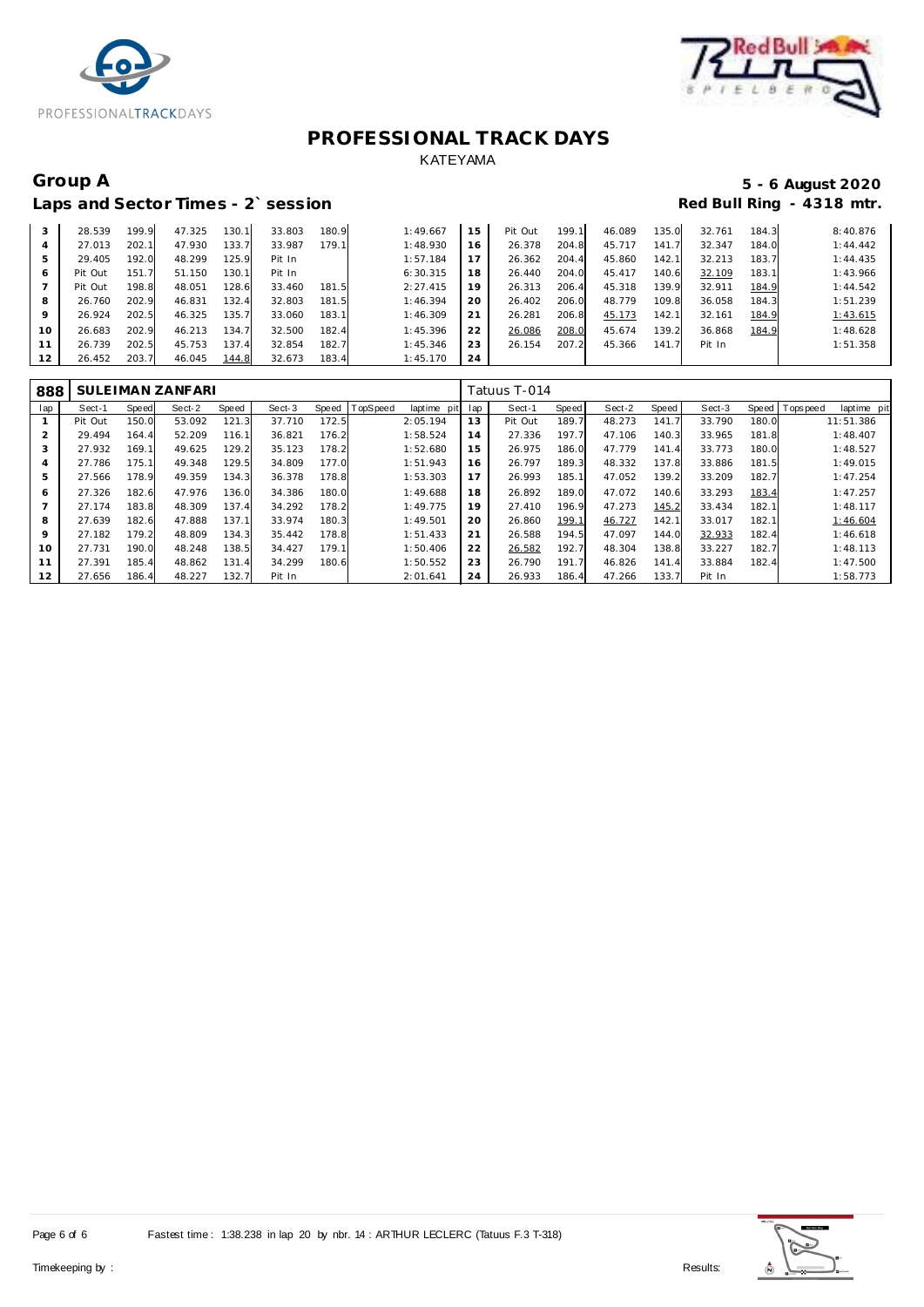# PROFESSIONAL TRACK DAYS

KATEYAMA

## Group A

**5 - 6 August 2020**

## Laps and Sector Times - 2` session

**Red Bull Ring - 4318 mtr.**

| lap | Sect-1 | Speed | Sect-2 | Speed | Sect-3 | Speed | TopSpeed | laptime pit | lap | Sect-1 | Speed | Sect-2 | Speed | Sect-3 | Speed | Topspeed | laptime pit |
|---|---|---|---|---|---|---|---|---|---|---|---|---|---|---|---|---|---|
| 3 | 28.539 | 199.9 | 47.325 | 130.1 | 33.803 | 180.9 | | 1:49.667 | 15 | Pit Out | 199.1 | 46.089 | 135.0 | 32.761 | 184.3 | | 8:40.876 |
| 4 | 27.013 | 202.1 | 47.930 | 133.7 | 33.987 | 179.1 | | 1:48.930 | 16 | 26.378 | 204.8 | 45.717 | 141.7 | 32.347 | 184.0 | | 1:44.442 |
| 5 | 29.405 | 192.0 | 48.299 | 125.9 | Pit In | | | 1:57.184 | 17 | 26.362 | 204.4 | 45.860 | 142.1 | 32.213 | 183.7 | | 1:44.435 |
| 6 | Pit Out | 151.7 | 51.150 | 130.1 | Pit In | | | 6:30.315 | 18 | 26.440 | 204.0 | 45.417 | 140.6 | 32.109 | 183.1 | | 1:43.966 |
| 7 | Pit Out | 198.8 | 48.051 | 128.6 | 33.460 | 181.5 | | 2:27.415 | 19 | 26.313 | 206.4 | 45.318 | 139.9 | 32.911 | 184.9 | | 1:44.542 |
| 8 | 26.760 | 202.9 | 46.831 | 132.4 | 32.803 | 181.5 | | 1:46.394 | 20 | 26.402 | 206.0 | 48.779 | 109.8 | 36.058 | 184.3 | | 1:51.239 |
| 9 | 26.924 | 202.5 | 46.325 | 135.7 | 33.060 | 183.1 | | 1:46.309 | 21 | 26.281 | 206.8 | 45.173 | 142.1 | 32.161 | 184.9 | | 1:43.615 |
| 10 | 26.683 | 202.9 | 46.213 | 134.7 | 32.500 | 182.4 | | 1:45.396 | 22 | 26.086 | 208.0 | 45.674 | 139.2 | 36.868 | 184.9 | | 1:48.628 |
| 11 | 26.739 | 202.5 | 45.753 | 137.4 | 32.854 | 182.7 | | 1:45.346 | 23 | 26.154 | 207.2 | 45.366 | 141.7 | Pit In | | | 1:51.358 |
| 12 | 26.452 | 203.7 | 46.045 | 144.8 | 32.673 | 183.4 | | 1:45.170 | 24 | | | | | | | | |

| 888 | SULEIMAN ZANFARI | | | | | | | | Tatuus T-014 | | | | | | | | |
|---|---|---|---|---|---|---|---|---|---|---|---|---|---|---|---|---|---|
| lap | Sect-1 | Speed | Sect-2 | Speed | Sect-3 | Speed | TopSpeed | laptime pit | lap | Sect-1 | Speed | Sect-2 | Speed | Sect-3 | Speed | Topspeed | laptime pit |
| 1 | Pit Out | 150.0 | 53.092 | 121.3 | 37.710 | 172.5 | | 2:05.194 | 13 | Pit Out | 189.7 | 48.273 | 141.7 | 33.790 | 180.0 | | 11:51.386 |
| 2 | 29.494 | 164.4 | 52.209 | 116.1 | 36.821 | 176.2 | | 1:58.524 | 14 | 27.336 | 197.7 | 47.106 | 140.3 | 33.965 | 181.8 | | 1:48.407 |
| 3 | 27.932 | 169.1 | 49.625 | 129.2 | 35.123 | 178.2 | | 1:52.680 | 15 | 26.975 | 186.0 | 47.779 | 141.4 | 33.773 | 180.0 | | 1:48.527 |
| 4 | 27.786 | 175.1 | 49.348 | 129.5 | 34.809 | 177.0 | | 1:51.943 | 16 | 26.797 | 189.3 | 48.332 | 137.8 | 33.886 | 181.5 | | 1:49.015 |
| 5 | 27.566 | 178.9 | 49.359 | 134.3 | 36.378 | 178.8 | | 1:53.303 | 17 | 26.993 | 185.1 | 47.052 | 139.2 | 33.209 | 182.7 | | 1:47.254 |
| 6 | 27.326 | 182.6 | 47.976 | 136.0 | 34.386 | 180.0 | | 1:49.688 | 18 | 26.892 | 189.0 | 47.072 | 140.6 | 33.293 | 183.4 | | 1:47.257 |
| 7 | 27.174 | 183.8 | 48.309 | 137.4 | 34.292 | 178.2 | | 1:49.775 | 19 | 27.410 | 196.9 | 47.273 | 145.2 | 33.434 | 182.1 | | 1:48.117 |
| 8 | 27.639 | 182.6 | 47.888 | 137.1 | 33.974 | 180.3 | | 1:49.501 | 20 | 26.860 | 199.1 | 46.727 | 142.1 | 33.017 | 182.1 | | 1:46.604 |
| 9 | 27.182 | 179.2 | 48.809 | 134.3 | 35.442 | 178.8 | | 1:51.433 | 21 | 26.588 | 194.5 | 47.097 | 144.0 | 32.933 | 182.4 | | 1:46.618 |
| 10 | 27.731 | 190.0 | 48.248 | 138.5 | 34.427 | 179.1 | | 1:50.406 | 22 | 26.582 | 192.7 | 48.304 | 138.8 | 33.227 | 182.7 | | 1:48.113 |
| 11 | 27.391 | 185.4 | 48.862 | 131.4 | 34.299 | 180.6 | | 1:50.552 | 23 | 26.790 | 191.7 | 46.826 | 141.4 | 33.884 | 182.4 | | 1:47.500 |
| 12 | 27.656 | 186.4 | 48.227 | 132.7 | Pit In | | | 2:01.641 | 24 | 26.933 | 186.4 | 47.266 | 133.7 | Pit In | | | 1:58.773 |

Fastest time : 1:38.238 in lap 20 by nbr. 14 : ARTHUR LECLERC (Tatuus F.3 T-318)

Timekeeping by :

Results: